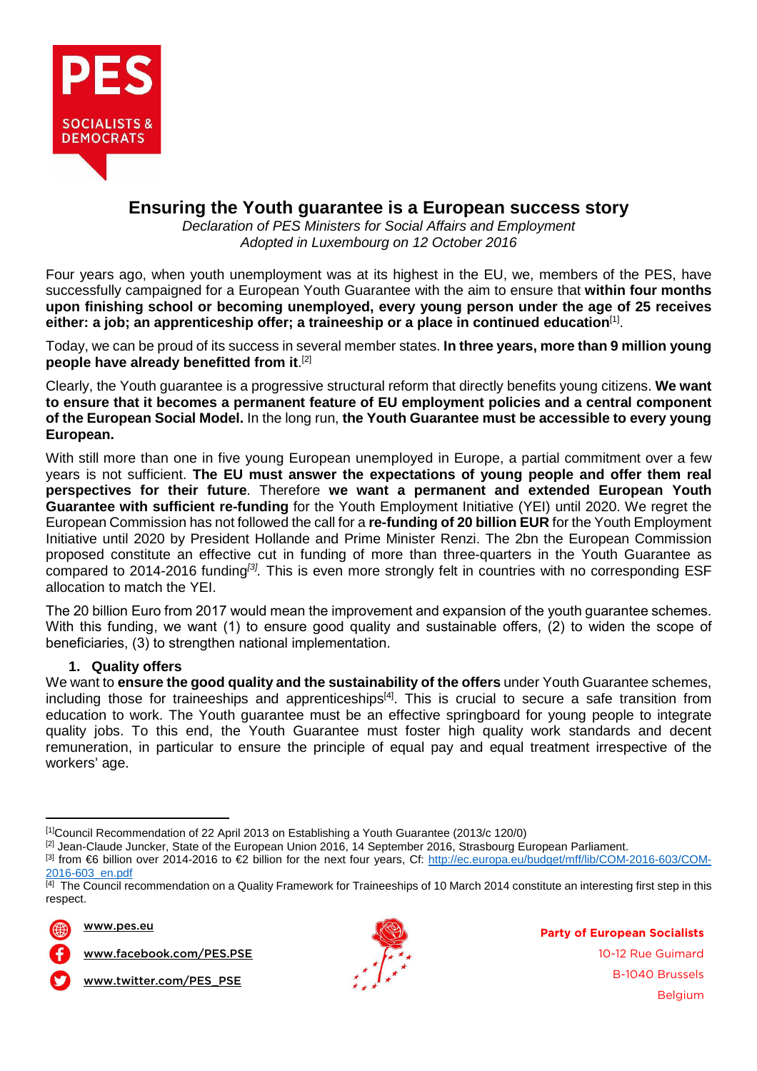# Ensuring the Youth guarantee is a European success story

*Declaration of PES Ministers for Social Affairs and Employment*
*Adopted in Luxembourg on 12 October 2016*

Four years ago, when youth unemployment was at its highest in the EU, we, members of the PES, have successfully campaigned for a European Youth Guarantee with the aim to ensure that **within four months upon finishing school or becoming unemployed, every young person under the age of 25 receives either: a job; an apprenticeship offer; a traineeship or a place in continued education**[1].

Today, we can be proud of its success in several member states. **In three years, more than 9 million young people have already benefited from it**.[2]

Clearly, the Youth guarantee is a progressive structural reform that directly benefits young citizens. **We want to ensure that it becomes a permanent feature of EU employment policies and a central component of the European Social Model.** In the long run, **the Youth Guarantee must be accessible to every young European.**

With still more than one in five young European unemployed in Europe, a partial commitment over a few years is not sufficient. **The EU must answer the expectations of young people and offer them real perspectives for their future**. Therefore **we want a permanent and extended European Youth Guarantee with sufficient re-funding** for the Youth Employment Initiative (YEI) until 2020. We regret the European Commission has not followed the call for a **re-funding of 20 billion EUR** for the Youth Employment Initiative until 2020 by President Hollande and Prime Minister Renzi. The 2bn the European Commission proposed constitute an effective cut in funding of more than three-quarters in the Youth Guarantee as compared to 2014-2016 funding*[3]*. This is even more strongly felt in countries with no corresponding ESF allocation to match the YEI.

The 20 billion Euro from 2017 would mean the improvement and expansion of the youth guarantee schemes. With this funding, we want (1) to ensure good quality and sustainable offers, (2) to widen the scope of beneficiaries, (3) to strengthen national implementation.

## 1. Quality offers

We want to **ensure the good quality and the sustainability of the offers** under Youth Guarantee schemes, including those for traineeships and apprenticeships[4]. This is crucial to secure a safe transition from education to work. The Youth guarantee must be an effective springboard for young people to integrate quality jobs. To this end, the Youth Guarantee must foster high quality work standards and decent remuneration, in particular to ensure the principle of equal pay and equal treatment irrespective of the workers' age.

---

[1] Council Recommendation of 22 April 2013 on Establishing a Youth Guarantee (2013/c 120/0)
[2] Jean-Claude Juncker, State of the European Union 2016, 14 September 2016, Strasbourg European Parliament.
[3] from €6 billion over 2014-2016 to €2 billion for the next four years, Cf: http://ec.europa.eu/budget/mff/lib/COM-2016-603/COM-2016-603_en.pdf
[4] The Council recommendation on a Quality Framework for Traineeships of 10 March 2014 constitute an interesting first step in this respect.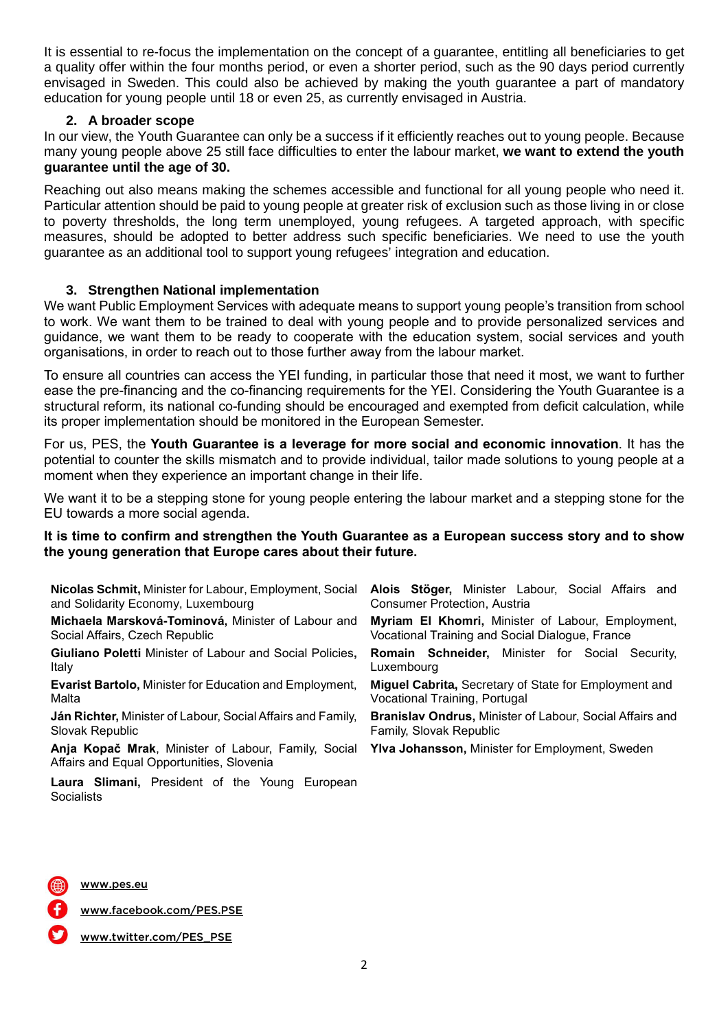It is essential to re-focus the implementation on the concept of a guarantee, entitling all beneficiaries to get a quality offer within the four months period, or even a shorter period, such as the 90 days period currently envisaged in Sweden. This could also be achieved by making the youth guarantee a part of mandatory education for young people until 18 or even 25, as currently envisaged in Austria.

### 2. A broader scope

In our view, the Youth Guarantee can only be a success if it efficiently reaches out to young people. Because many young people above 25 still face difficulties to enter the labour market, **we want to extend the youth guarantee until the age of 30.**

Reaching out also means making the schemes accessible and functional for all young people who need it. Particular attention should be paid to young people at greater risk of exclusion such as those living in or close to poverty thresholds, the long term unemployed, young refugees. A targeted approach, with specific measures, should be adopted to better address such specific beneficiaries. We need to use the youth guarantee as an additional tool to support young refugees' integration and education.

### 3. Strengthen National implementation

We want Public Employment Services with adequate means to support young people's transition from school to work. We want them to be trained to deal with young people and to provide personalized services and guidance, we want them to be ready to cooperate with the education system, social services and youth organisations, in order to reach out to those further away from the labour market.

To ensure all countries can access the YEI funding, in particular those that need it most, we want to further ease the pre-financing and the co-financing requirements for the YEI. Considering the Youth Guarantee is a structural reform, its national co-funding should be encouraged and exempted from deficit calculation, while its proper implementation should be monitored in the European Semester.

For us, PES, the **Youth Guarantee is a leverage for more social and economic innovation**. It has the potential to counter the skills mismatch and to provide individual, tailor made solutions to young people at a moment when they experience an important change in their life.

We want it to be a stepping stone for young people entering the labour market and a stepping stone for the EU towards a more social agenda.

**It is time to confirm and strengthen the Youth Guarantee as a European success story and to show the young generation that Europe cares about their future.**

**Nicolas Schmit,** Minister for Labour, Employment, Social and Solidarity Economy, Luxembourg

**Michaela Marsková-Tominová,** Minister of Labour and Social Affairs, Czech Republic

**Giuliano Poletti** Minister of Labour and Social Policies, Italy

**Evarist Bartolo,** Minister for Education and Employment, Malta

**Ján Richter,** Minister of Labour, Social Affairs and Family, Slovak Republic

**Anja Kopač Mrak**, Minister of Labour, Family, Social Affairs and Equal Opportunities, Slovenia

**Laura Slimani,** President of the Young European Socialists

**Alois Stöger,** Minister Labour, Social Affairs and Consumer Protection, Austria

**Myriam El Khomri,** Minister of Labour, Employment, Vocational Training and Social Dialogue, France

**Romain Schneider,** Minister for Social Security, Luxembourg

**Miguel Cabrita,** Secretary of State for Employment and Vocational Training, Portugal

**Branislav Ondrus,** Minister of Labour, Social Affairs and Family, Slovak Republic

**Ylva Johansson,** Minister for Employment, Sweden

www.pes.eu

www.facebook.com/PES.PSE

www.twitter.com/PES_PSE